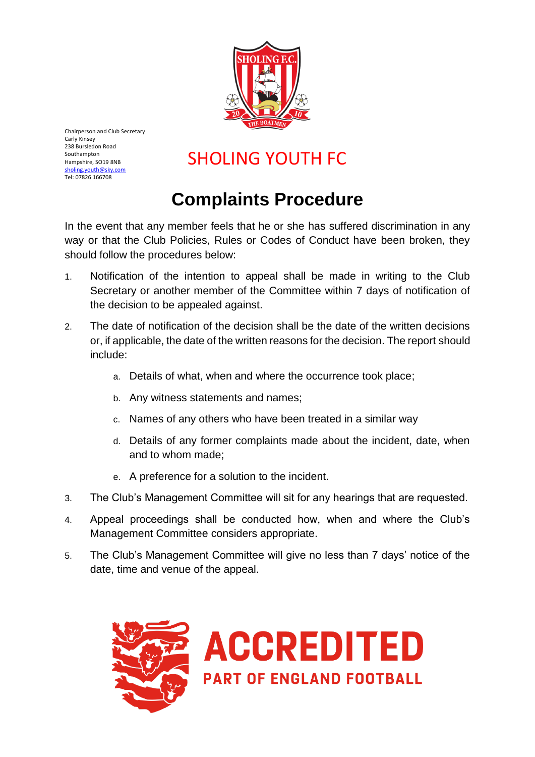Chairperson and Club Secretary
Carly Kinsey
238 Bursledon Road
Southampton
Hampshire, SO19 8NB
sholing.youth@sky.com
Tel: 07826 166708

## SHOLING YOUTH FC

# Complaints Procedure

In the event that any member feels that he or she has suffered discrimination in any way or that the Club Policies, Rules or Codes of Conduct have been broken, they should follow the procedures below:

1. Notification of the intention to appeal shall be made in writing to the Club Secretary or another member of the Committee within 7 days of notification of the decision to be appealed against.
2. The date of notification of the decision shall be the date of the written decisions or, if applicable, the date of the written reasons for the decision. The report should include:
   a. Details of what, when and where the occurrence took place;
   b. Any witness statements and names;
   c. Names of any others who have been treated in a similar way
   d. Details of any former complaints made about the incident, date, when and to whom made;
   e. A preference for a solution to the incident.
3. The Club's Management Committee will sit for any hearings that are requested.
4. Appeal proceedings shall be conducted how, when and where the Club's Management Committee considers appropriate.
5. The Club's Management Committee will give no less than 7 days' notice of the date, time and venue of the appeal.

ACCREDITED
PART OF ENGLAND FOOTBALL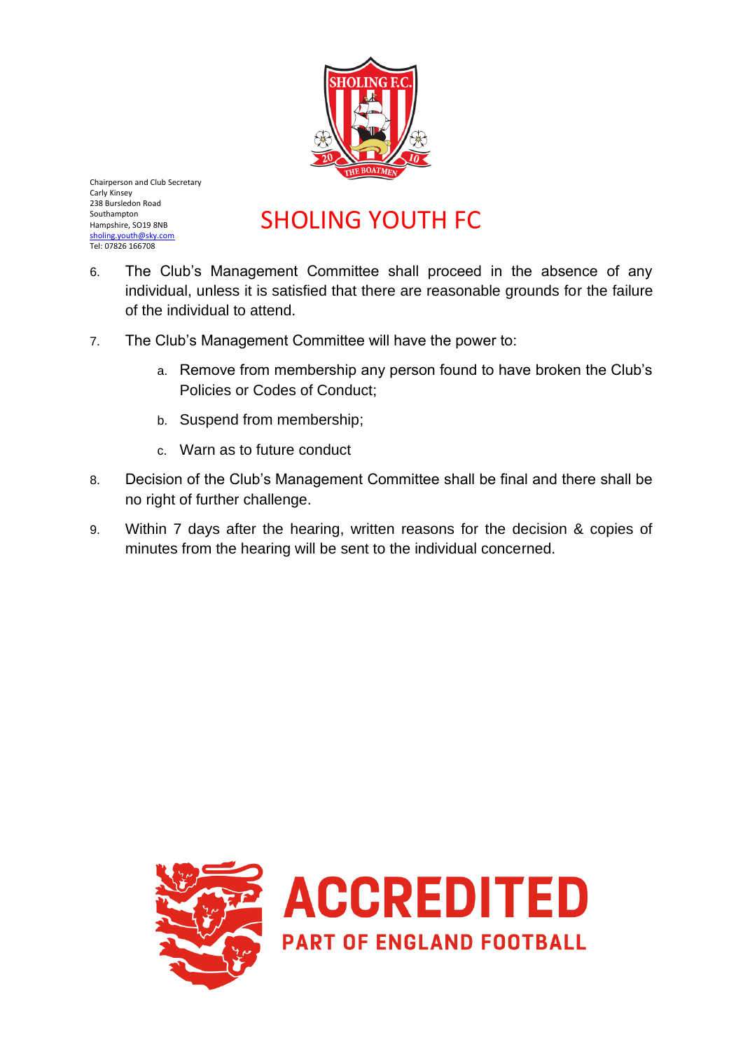Chairperson and Club Secretary
Carly Kinsey
238 Bursledon Road
Southampton
Hampshire, SO19 8NB
sholing.youth@sky.com
Tel: 07826 166708

# SHOLING YOUTH FC

6. The Club's Management Committee shall proceed in the absence of any individual, unless it is satisfied that there are reasonable grounds for the failure of the individual to attend.
7. The Club's Management Committee will have the power to:
   a. Remove from membership any person found to have broken the Club's Policies or Codes of Conduct;
   b. Suspend from membership;
   c. Warn as to future conduct
8. Decision of the Club's Management Committee shall be final and there shall be no right of further challenge.
9. Within 7 days after the hearing, written reasons for the decision & copies of minutes from the hearing will be sent to the individual concerned.

ACCREDITED
PART OF ENGLAND FOOTBALL